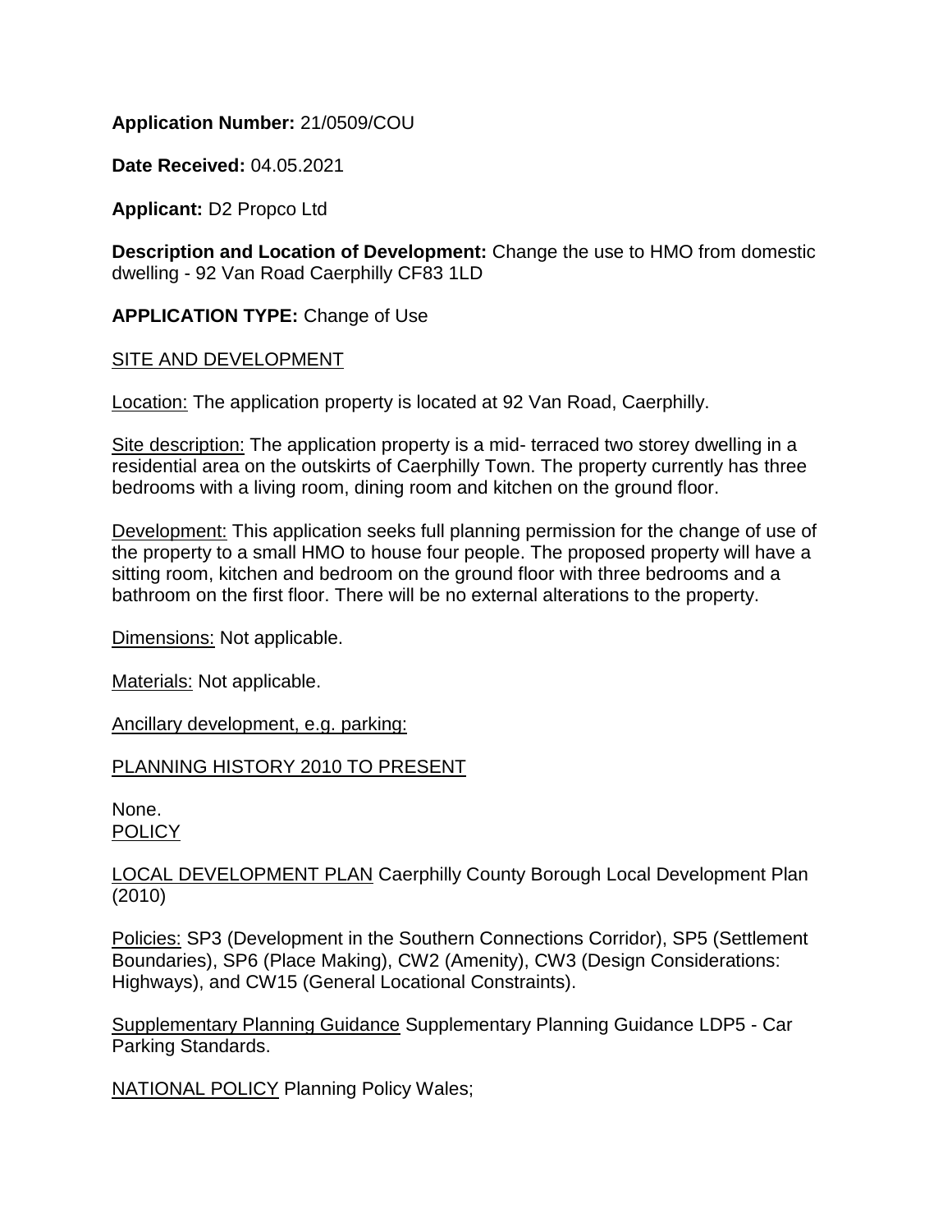**Application Number:** 21/0509/COU

**Date Received:** 04.05.2021

**Applicant:** D2 Propco Ltd

**Description and Location of Development:** Change the use to HMO from domestic dwelling - 92 Van Road Caerphilly CF83 1LD

**APPLICATION TYPE:** Change of Use

SITE AND DEVELOPMENT

Location: The application property is located at 92 Van Road, Caerphilly.

Site description: The application property is a mid- terraced two storey dwelling in a residential area on the outskirts of Caerphilly Town. The property currently has three bedrooms with a living room, dining room and kitchen on the ground floor.

Development: This application seeks full planning permission for the change of use of the property to a small HMO to house four people. The proposed property will have a sitting room, kitchen and bedroom on the ground floor with three bedrooms and a bathroom on the first floor. There will be no external alterations to the property.

Dimensions: Not applicable.

Materials: Not applicable.

Ancillary development, e.g. parking:

PLANNING HISTORY 2010 TO PRESENT

None.

POLICY

LOCAL DEVELOPMENT PLAN Caerphilly County Borough Local Development Plan (2010)

Policies: SP3 (Development in the Southern Connections Corridor), SP5 (Settlement Boundaries), SP6 (Place Making), CW2 (Amenity), CW3 (Design Considerations: Highways), and CW15 (General Locational Constraints).

Supplementary Planning Guidance Supplementary Planning Guidance LDP5 - Car Parking Standards.

NATIONAL POLICY Planning Policy Wales;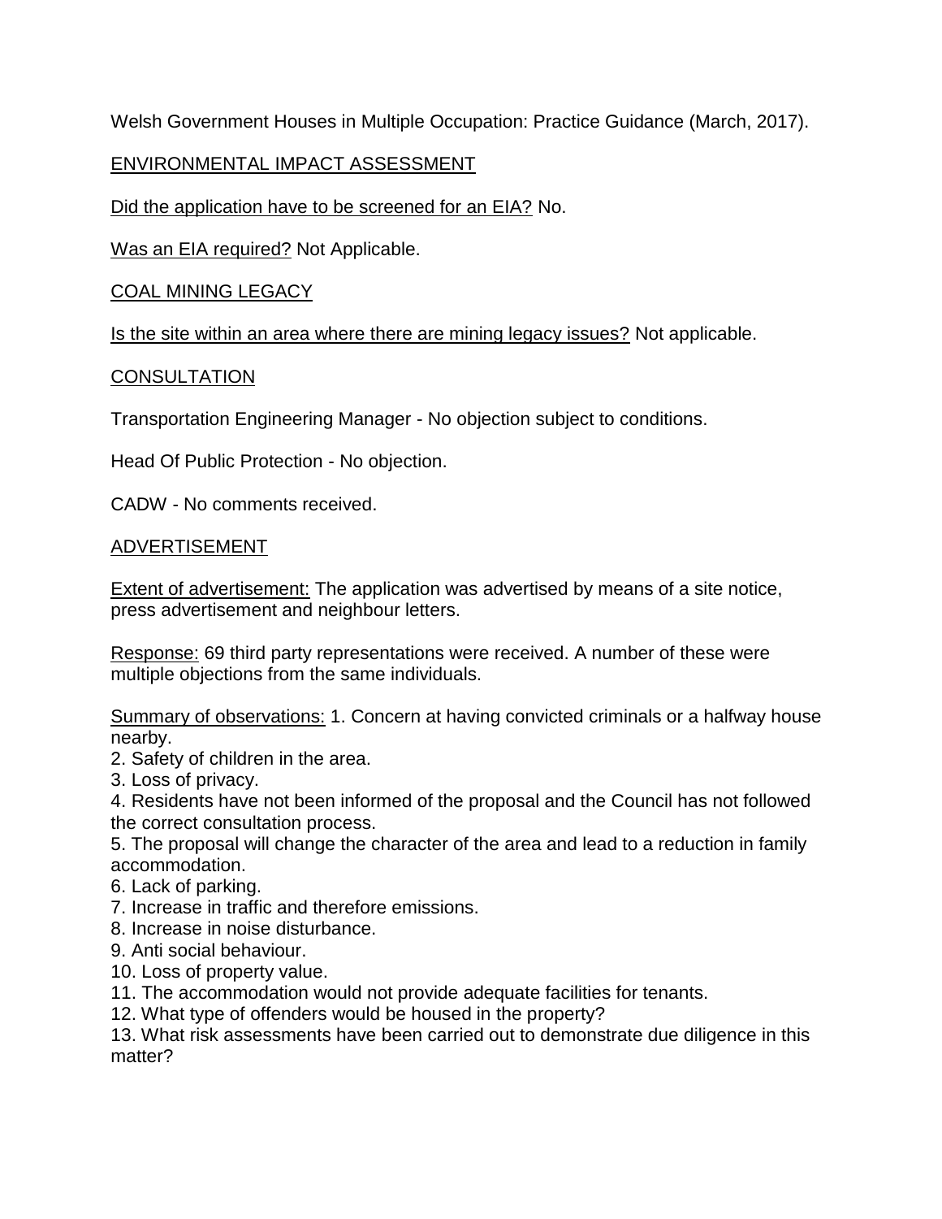Welsh Government Houses in Multiple Occupation: Practice Guidance (March, 2017).

## ENVIRONMENTAL IMPACT ASSESSMENT

Did the application have to be screened for an EIA? No.

Was an EIA required? Not Applicable.

## COAL MINING LEGACY

Is the site within an area where there are mining legacy issues? Not applicable.

## CONSULTATION

Transportation Engineering Manager - No objection subject to conditions.

Head Of Public Protection - No objection.

CADW - No comments received.

## ADVERTISEMENT

Extent of advertisement: The application was advertised by means of a site notice, press advertisement and neighbour letters.

Response: 69 third party representations were received. A number of these were multiple objections from the same individuals.

Summary of observations: 1. Concern at having convicted criminals or a halfway house nearby.
2. Safety of children in the area.
3. Loss of privacy.
4. Residents have not been informed of the proposal and the Council has not followed the correct consultation process.
5. The proposal will change the character of the area and lead to a reduction in family accommodation.
6. Lack of parking.
7. Increase in traffic and therefore emissions.
8. Increase in noise disturbance.
9. Anti social behaviour.
10. Loss of property value.
11. The accommodation would not provide adequate facilities for tenants.
12. What type of offenders would be housed in the property?
13. What risk assessments have been carried out to demonstrate due diligence in this matter?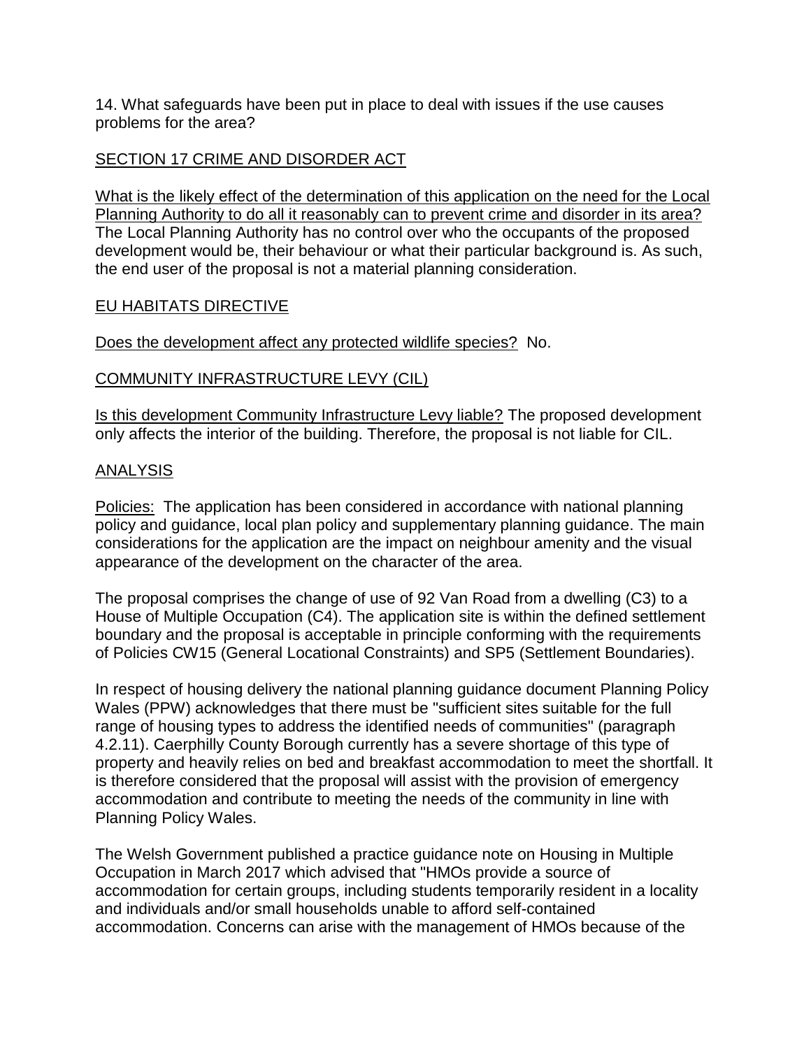14. What safeguards have been put in place to deal with issues if the use causes problems for the area?

## SECTION 17 CRIME AND DISORDER ACT

What is the likely effect of the determination of this application on the need for the Local Planning Authority to do all it reasonably can to prevent crime and disorder in its area? The Local Planning Authority has no control over who the occupants of the proposed development would be, their behaviour or what their particular background is. As such, the end user of the proposal is not a material planning consideration.

## EU HABITATS DIRECTIVE

Does the development affect any protected wildlife species? No.

## COMMUNITY INFRASTRUCTURE LEVY (CIL)

Is this development Community Infrastructure Levy liable? The proposed development only affects the interior of the building. Therefore, the proposal is not liable for CIL.

## ANALYSIS

Policies: The application has been considered in accordance with national planning policy and guidance, local plan policy and supplementary planning guidance. The main considerations for the application are the impact on neighbour amenity and the visual appearance of the development on the character of the area.

The proposal comprises the change of use of 92 Van Road from a dwelling (C3) to a House of Multiple Occupation (C4). The application site is within the defined settlement boundary and the proposal is acceptable in principle conforming with the requirements of Policies CW15 (General Locational Constraints) and SP5 (Settlement Boundaries).

In respect of housing delivery the national planning guidance document Planning Policy Wales (PPW) acknowledges that there must be "sufficient sites suitable for the full range of housing types to address the identified needs of communities" (paragraph 4.2.11). Caerphilly County Borough currently has a severe shortage of this type of property and heavily relies on bed and breakfast accommodation to meet the shortfall. It is therefore considered that the proposal will assist with the provision of emergency accommodation and contribute to meeting the needs of the community in line with Planning Policy Wales.

The Welsh Government published a practice guidance note on Housing in Multiple Occupation in March 2017 which advised that "HMOs provide a source of accommodation for certain groups, including students temporarily resident in a locality and individuals and/or small households unable to afford self-contained accommodation. Concerns can arise with the management of HMOs because of the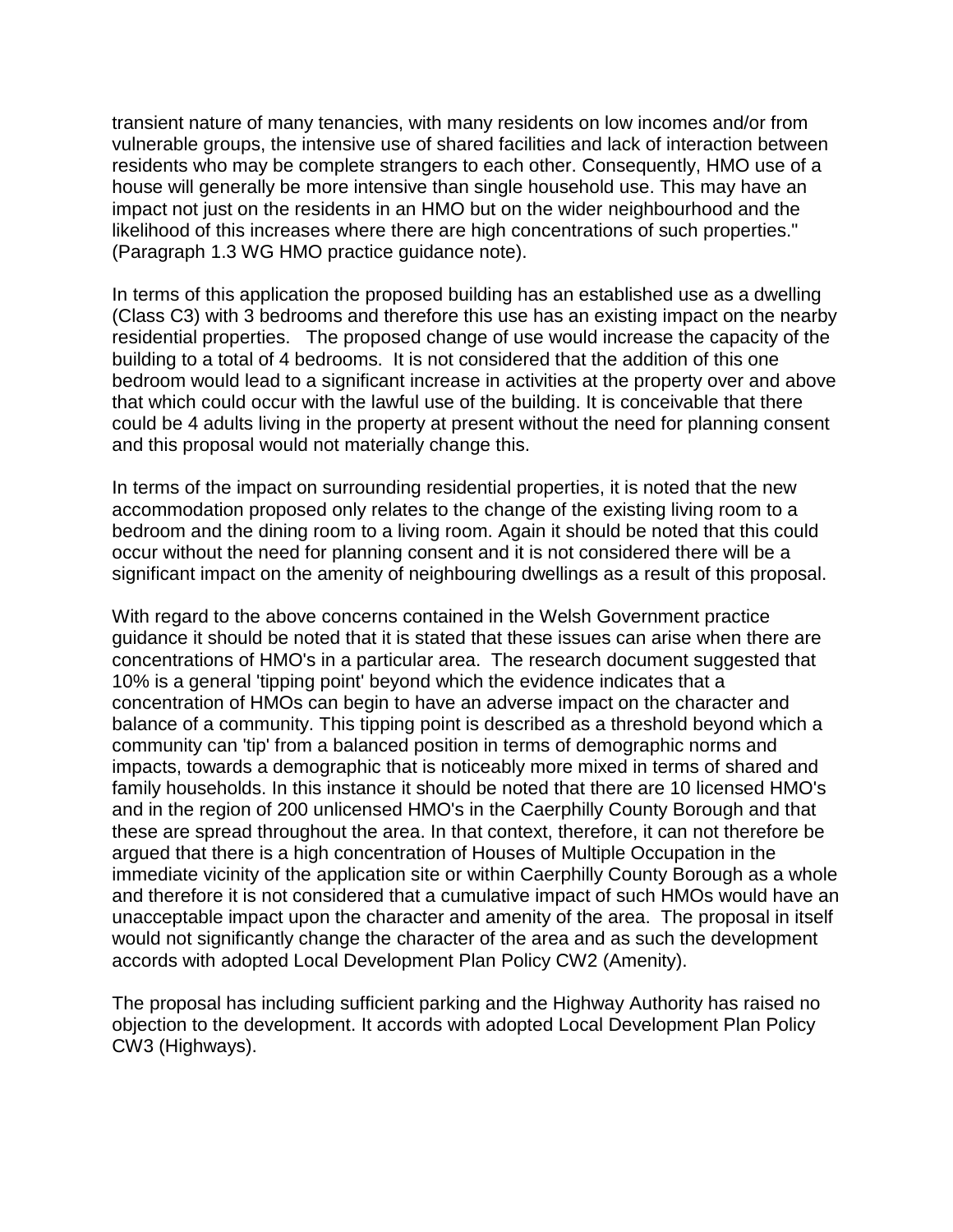transient nature of many tenancies, with many residents on low incomes and/or from vulnerable groups, the intensive use of shared facilities and lack of interaction between residents who may be complete strangers to each other. Consequently, HMO use of a house will generally be more intensive than single household use. This may have an impact not just on the residents in an HMO but on the wider neighbourhood and the likelihood of this increases where there are high concentrations of such properties." (Paragraph 1.3 WG HMO practice guidance note).

In terms of this application the proposed building has an established use as a dwelling (Class C3) with 3 bedrooms and therefore this use has an existing impact on the nearby residential properties. The proposed change of use would increase the capacity of the building to a total of 4 bedrooms. It is not considered that the addition of this one bedroom would lead to a significant increase in activities at the property over and above that which could occur with the lawful use of the building. It is conceivable that there could be 4 adults living in the property at present without the need for planning consent and this proposal would not materially change this.

In terms of the impact on surrounding residential properties, it is noted that the new accommodation proposed only relates to the change of the existing living room to a bedroom and the dining room to a living room. Again it should be noted that this could occur without the need for planning consent and it is not considered there will be a significant impact on the amenity of neighbouring dwellings as a result of this proposal.

With regard to the above concerns contained in the Welsh Government practice guidance it should be noted that it is stated that these issues can arise when there are concentrations of HMO's in a particular area. The research document suggested that 10% is a general 'tipping point' beyond which the evidence indicates that a concentration of HMOs can begin to have an adverse impact on the character and balance of a community. This tipping point is described as a threshold beyond which a community can 'tip' from a balanced position in terms of demographic norms and impacts, towards a demographic that is noticeably more mixed in terms of shared and family households. In this instance it should be noted that there are 10 licensed HMO's and in the region of 200 unlicensed HMO's in the Caerphilly County Borough and that these are spread throughout the area. In that context, therefore, it can not therefore be argued that there is a high concentration of Houses of Multiple Occupation in the immediate vicinity of the application site or within Caerphilly County Borough as a whole and therefore it is not considered that a cumulative impact of such HMOs would have an unacceptable impact upon the character and amenity of the area. The proposal in itself would not significantly change the character of the area and as such the development accords with adopted Local Development Plan Policy CW2 (Amenity).

The proposal has including sufficient parking and the Highway Authority has raised no objection to the development. It accords with adopted Local Development Plan Policy CW3 (Highways).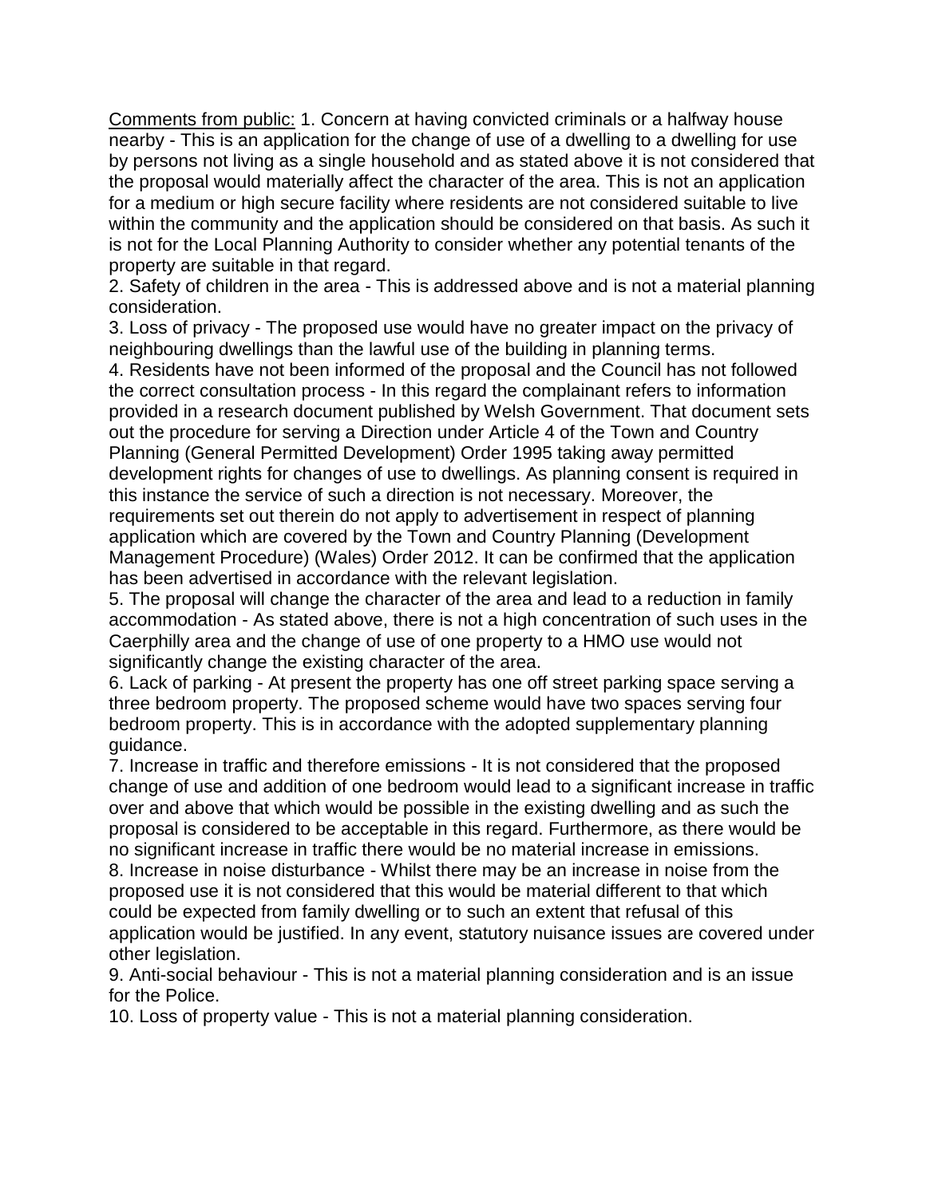<u>Comments from public:</u> 1. Concern at having convicted criminals or a halfway house nearby - This is an application for the change of use of a dwelling to a dwelling for use by persons not living as a single household and as stated above it is not considered that the proposal would materially affect the character of the area. This is not an application for a medium or high secure facility where residents are not considered suitable to live within the community and the application should be considered on that basis. As such it is not for the Local Planning Authority to consider whether any potential tenants of the property are suitable in that regard.

2. Safety of children in the area - This is addressed above and is not a material planning consideration.

3. Loss of privacy - The proposed use would have no greater impact on the privacy of neighbouring dwellings than the lawful use of the building in planning terms.

4. Residents have not been informed of the proposal and the Council has not followed the correct consultation process - In this regard the complainant refers to information provided in a research document published by Welsh Government. That document sets out the procedure for serving a Direction under Article 4 of the Town and Country Planning (General Permitted Development) Order 1995 taking away permitted development rights for changes of use to dwellings. As planning consent is required in this instance the service of such a direction is not necessary. Moreover, the requirements set out therein do not apply to advertisement in respect of planning application which are covered by the Town and Country Planning (Development Management Procedure) (Wales) Order 2012. It can be confirmed that the application has been advertised in accordance with the relevant legislation.

5. The proposal will change the character of the area and lead to a reduction in family accommodation - As stated above, there is not a high concentration of such uses in the Caerphilly area and the change of use of one property to a HMO use would not significantly change the existing character of the area.

6. Lack of parking - At present the property has one off street parking space serving a three bedroom property. The proposed scheme would have two spaces serving four bedroom property. This is in accordance with the adopted supplementary planning guidance.

7. Increase in traffic and therefore emissions - It is not considered that the proposed change of use and addition of one bedroom would lead to a significant increase in traffic over and above that which would be possible in the existing dwelling and as such the proposal is considered to be acceptable in this regard. Furthermore, as there would be no significant increase in traffic there would be no material increase in emissions.

8. Increase in noise disturbance - Whilst there may be an increase in noise from the proposed use it is not considered that this would be material different to that which could be expected from family dwelling or to such an extent that refusal of this application would be justified. In any event, statutory nuisance issues are covered under other legislation.

9. Anti-social behaviour - This is not a material planning consideration and is an issue for the Police.

10. Loss of property value - This is not a material planning consideration.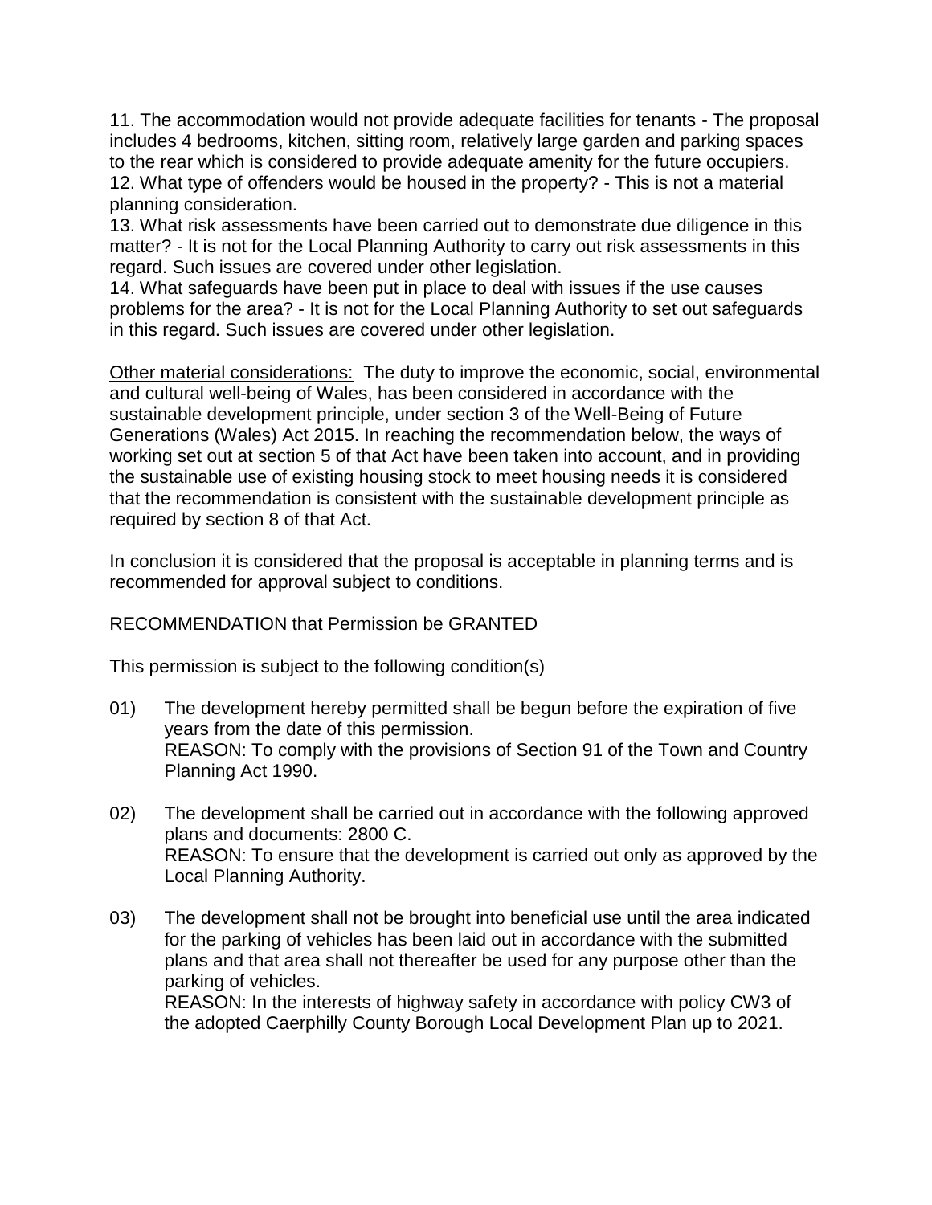11. The accommodation would not provide adequate facilities for tenants - The proposal includes 4 bedrooms, kitchen, sitting room, relatively large garden and parking spaces to the rear which is considered to provide adequate amenity for the future occupiers.
12. What type of offenders would be housed in the property? - This is not a material planning consideration.
13. What risk assessments have been carried out to demonstrate due diligence in this matter? - It is not for the Local Planning Authority to carry out risk assessments in this regard. Such issues are covered under other legislation.
14. What safeguards have been put in place to deal with issues if the use causes problems for the area? - It is not for the Local Planning Authority to set out safeguards in this regard. Such issues are covered under other legislation.

<u>Other material considerations:</u> The duty to improve the economic, social, environmental and cultural well-being of Wales, has been considered in accordance with the sustainable development principle, under section 3 of the Well-Being of Future Generations (Wales) Act 2015. In reaching the recommendation below, the ways of working set out at section 5 of that Act have been taken into account, and in providing the sustainable use of existing housing stock to meet housing needs it is considered that the recommendation is consistent with the sustainable development principle as required by section 8 of that Act.

In conclusion it is considered that the proposal is acceptable in planning terms and is recommended for approval subject to conditions.

RECOMMENDATION that Permission be GRANTED

This permission is subject to the following condition(s)

01) The development hereby permitted shall be begun before the expiration of five years from the date of this permission.
REASON: To comply with the provisions of Section 91 of the Town and Country Planning Act 1990.

02) The development shall be carried out in accordance with the following approved plans and documents: 2800 C.
REASON: To ensure that the development is carried out only as approved by the Local Planning Authority.

03) The development shall not be brought into beneficial use until the area indicated for the parking of vehicles has been laid out in accordance with the submitted plans and that area shall not thereafter be used for any purpose other than the parking of vehicles.
REASON: In the interests of highway safety in accordance with policy CW3 of the adopted Caerphilly County Borough Local Development Plan up to 2021.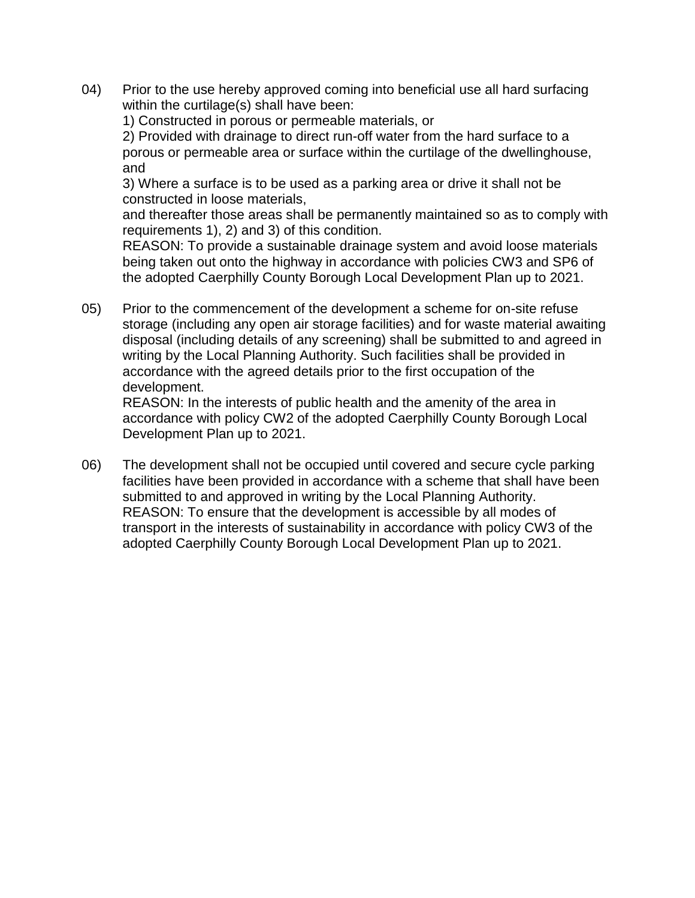04) Prior to the use hereby approved coming into beneficial use all hard surfacing within the curtilage(s) shall have been:
1) Constructed in porous or permeable materials, or
2) Provided with drainage to direct run-off water from the hard surface to a porous or permeable area or surface within the curtilage of the dwellinghouse, and
3) Where a surface is to be used as a parking area or drive it shall not be constructed in loose materials,
and thereafter those areas shall be permanently maintained so as to comply with requirements 1), 2) and 3) of this condition.
REASON: To provide a sustainable drainage system and avoid loose materials being taken out onto the highway in accordance with policies CW3 and SP6 of the adopted Caerphilly County Borough Local Development Plan up to 2021.

05) Prior to the commencement of the development a scheme for on-site refuse storage (including any open air storage facilities) and for waste material awaiting disposal (including details of any screening) shall be submitted to and agreed in writing by the Local Planning Authority. Such facilities shall be provided in accordance with the agreed details prior to the first occupation of the development.
REASON: In the interests of public health and the amenity of the area in accordance with policy CW2 of the adopted Caerphilly County Borough Local Development Plan up to 2021.

06) The development shall not be occupied until covered and secure cycle parking facilities have been provided in accordance with a scheme that shall have been submitted to and approved in writing by the Local Planning Authority.
REASON: To ensure that the development is accessible by all modes of transport in the interests of sustainability in accordance with policy CW3 of the adopted Caerphilly County Borough Local Development Plan up to 2021.